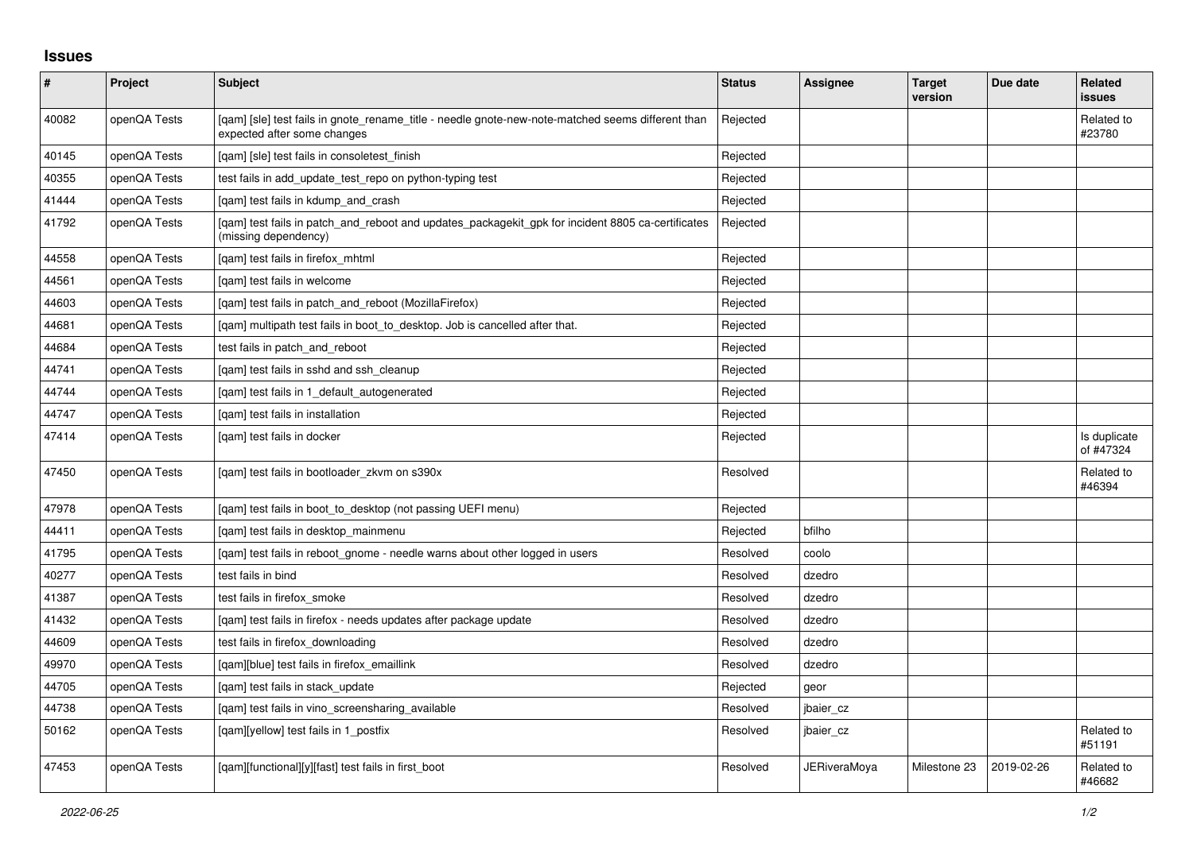# Issues

| # | Project | Subject | Status | Assignee | Target version | Due date | Related issues |
|---|---|---|---|---|---|---|---|
| 40082 | openQA Tests | [qam] [sle] test fails in gnote_rename_title - needle gnote-new-note-matched seems different than expected after some changes | Rejected | | | | Related to #23780 |
| 40145 | openQA Tests | [qam] [sle] test fails in consoletest_finish | Rejected | | | | |
| 40355 | openQA Tests | test fails in add_update_test_repo on python-typing test | Rejected | | | | |
| 41444 | openQA Tests | [qam] test fails in kdump_and_crash | Rejected | | | | |
| 41792 | openQA Tests | [qam] test fails in patch_and_reboot and updates_packagekit_gpk for incident 8805 ca-certificates (missing dependency) | Rejected | | | | |
| 44558 | openQA Tests | [qam] test fails in firefox_mhtml | Rejected | | | | |
| 44561 | openQA Tests | [qam] test fails in welcome | Rejected | | | | |
| 44603 | openQA Tests | [qam] test fails in patch_and_reboot (MozillaFirefox) | Rejected | | | | |
| 44681 | openQA Tests | [qam] multipath test fails in boot_to_desktop. Job is cancelled after that. | Rejected | | | | |
| 44684 | openQA Tests | test fails in patch_and_reboot | Rejected | | | | |
| 44741 | openQA Tests | [qam] test fails in sshd and ssh_cleanup | Rejected | | | | |
| 44744 | openQA Tests | [qam] test fails in 1_default_autogenerated | Rejected | | | | |
| 44747 | openQA Tests | [qam] test fails in installation | Rejected | | | | |
| 47414 | openQA Tests | [qam] test fails in docker | Rejected | | | | Is duplicate of #47324 |
| 47450 | openQA Tests | [qam] test fails in bootloader_zkvm on s390x | Resolved | | | | Related to #46394 |
| 47978 | openQA Tests | [qam] test fails in boot_to_desktop (not passing UEFI menu) | Rejected | | | | |
| 44411 | openQA Tests | [qam] test fails in desktop_mainmenu | Rejected | bfilho | | | |
| 41795 | openQA Tests | [qam] test fails in reboot_gnome - needle warns about other logged in users | Resolved | coolo | | | |
| 40277 | openQA Tests | test fails in bind | Resolved | dzedro | | | |
| 41387 | openQA Tests | test fails in firefox_smoke | Resolved | dzedro | | | |
| 41432 | openQA Tests | [qam] test fails in firefox - needs updates after package update | Resolved | dzedro | | | |
| 44609 | openQA Tests | test fails in firefox_downloading | Resolved | dzedro | | | |
| 49970 | openQA Tests | [qam][blue] test fails in firefox_emaillink | Resolved | dzedro | | | |
| 44705 | openQA Tests | [qam] test fails in stack_update | Rejected | geor | | | |
| 44738 | openQA Tests | [qam] test fails in vino_screensharing_available | Resolved | jbaier_cz | | | |
| 50162 | openQA Tests | [qam][yellow] test fails in 1_postfix | Resolved | jbaier_cz | | | Related to #51191 |
| 47453 | openQA Tests | [qam][functional][y][fast] test fails in first_boot | Resolved | JERiveraMoya | Milestone 23 | 2019-02-26 | Related to #46682 |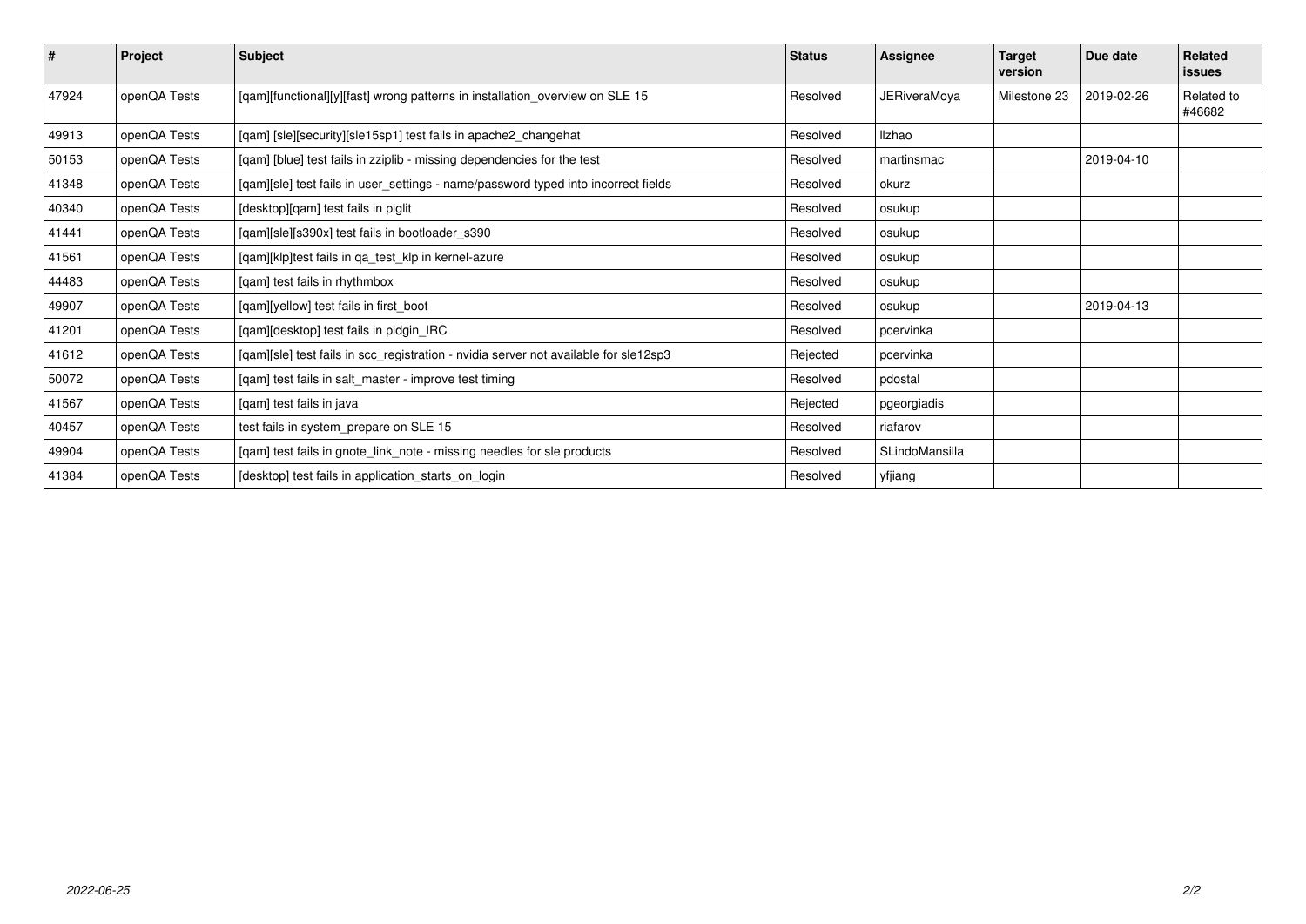| # | Project | Subject | Status | Assignee | Target version | Due date | Related issues |
|---|---|---|---|---|---|---|---|
| 47924 | openQA Tests | [qam][functional][y][fast] wrong patterns in installation_overview on SLE 15 | Resolved | JERiveraMoya | Milestone 23 | 2019-02-26 | Related to #46682 |
| 49913 | openQA Tests | [qam] [sle][security][sle15sp1] test fails in apache2_changehat | Resolved | llzhao | | | |
| 50153 | openQA Tests | [qam] [blue] test fails in zziplib - missing dependencies for the test | Resolved | martinsmac | | 2019-04-10 | |
| 41348 | openQA Tests | [qam][sle] test fails in user_settings - name/password typed into incorrect fields | Resolved | okurz | | | |
| 40340 | openQA Tests | [desktop][qam] test fails in piglit | Resolved | osukup | | | |
| 41441 | openQA Tests | [qam][sle][s390x] test fails in bootloader_s390 | Resolved | osukup | | | |
| 41561 | openQA Tests | [qam][klp]test fails in qa_test_klp in kernel-azure | Resolved | osukup | | | |
| 44483 | openQA Tests | [qam] test fails in rhythmbox | Resolved | osukup | | | |
| 49907 | openQA Tests | [qam][yellow] test fails in first_boot | Resolved | osukup | | 2019-04-13 | |
| 41201 | openQA Tests | [qam][desktop] test fails in pidgin_IRC | Resolved | pcervinka | | | |
| 41612 | openQA Tests | [qam][sle] test fails in scc_registration - nvidia server not available for sle12sp3 | Rejected | pcervinka | | | |
| 50072 | openQA Tests | [qam] test fails in salt_master - improve test timing | Resolved | pdostal | | | |
| 41567 | openQA Tests | [qam] test fails in java | Rejected | pgeorgiadis | | | |
| 40457 | openQA Tests | test fails in system_prepare on SLE 15 | Resolved | riafarov | | | |
| 49904 | openQA Tests | [qam] test fails in gnote_link_note - missing needles for sle products | Resolved | SLindoMansilla | | | |
| 41384 | openQA Tests | [desktop] test fails in application_starts_on_login | Resolved | yfjiang | | | |